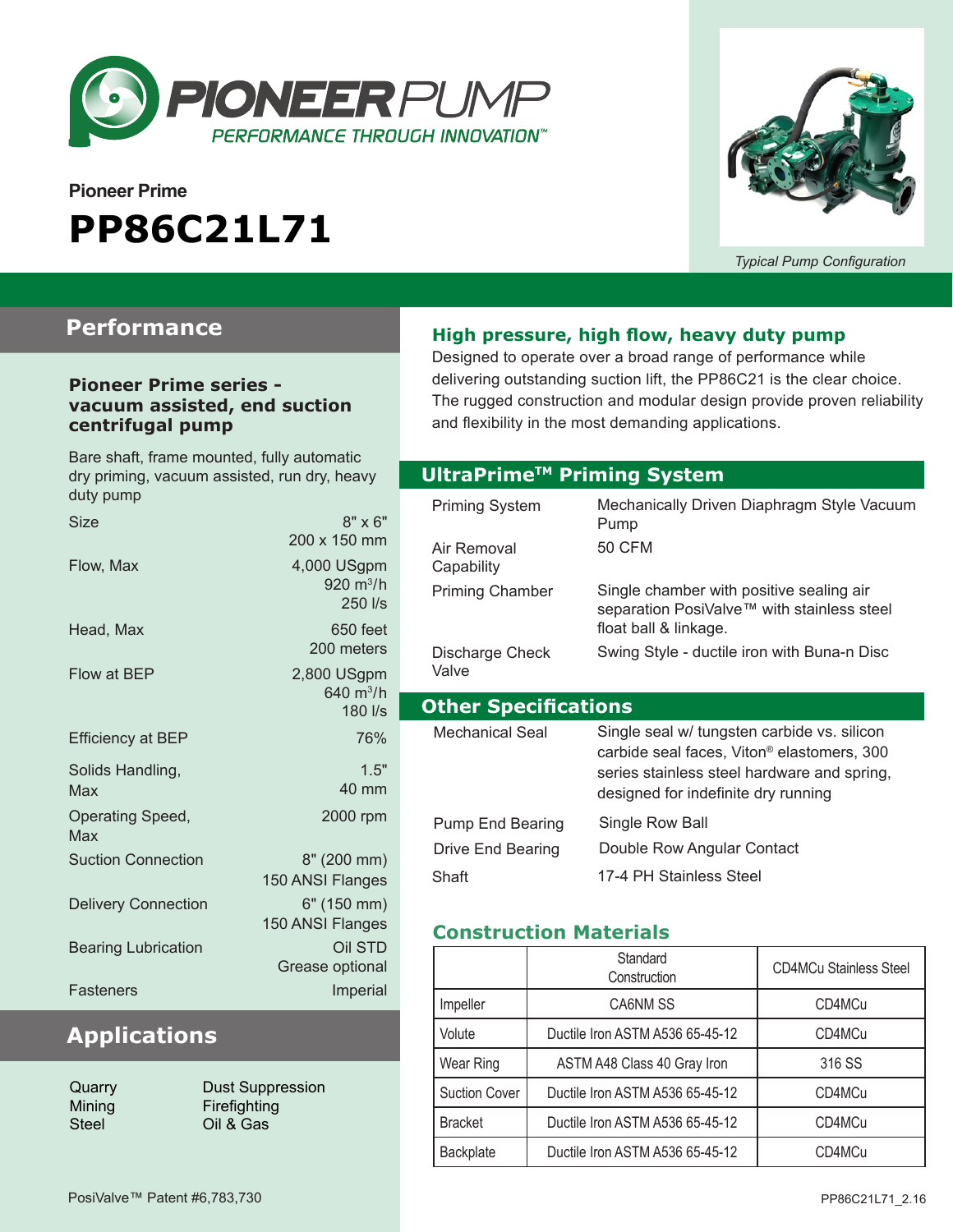PIONEERPUMP
PERFORMANCE THROUGH INNOVATION™

Pioneer Prime

# PP86C21L71

*Typical Pump Configuration*

## Performance

### Pioneer Prime series - vacuum assisted, end suction centrifugal pump

Bare shaft, frame mounted, fully automatic dry priming, vacuum assisted, run dry, heavy duty pump

| | |
|---|---|
| Size | 8" x 6"<br>200 x 150 mm |
| Flow, Max | 4,000 USgpm<br>920 $m^3/h$<br>250 l/s |
| Head, Max | 650 feet<br>200 meters |
| Flow at BEP | 2,800 USgpm<br>640 $m^3/h$<br>180 l/s |
| Efficiency at BEP | 76% |
| Solids Handling, Max | 1.5"<br>40 mm |
| Operating Speed, Max | 2000 rpm |
| Suction Connection | 8" (200 mm)<br>150 ANSI Flanges |
| Delivery Connection | 6" (150 mm)<br>150 ANSI Flanges |
| Bearing Lubrication | Oil STD<br>Grease optional |
| Fasteners | Imperial |

## Applications

- Quarry
- Mining
- Steel
- Dust Suppression
- Firefighting
- Oil & Gas

### High pressure, high flow, heavy duty pump

Designed to operate over a broad range of performance while delivering outstanding suction lift, the PP86C21 is the clear choice. The rugged construction and modular design provide proven reliability and flexibility in the most demanding applications.

## UltraPrime™ Priming System

| | |
|---|---|
| Priming System | Mechanically Driven Diaphragm Style Vacuum Pump |
| Air Removal Capability | 50 CFM |
| Priming Chamber | Single chamber with positive sealing air separation PosiValve™ with stainless steel float ball & linkage. |
| Discharge Check Valve | Swing Style - ductile iron with Buna-n Disc |

## Other Specifications

| | |
|---|---|
| Mechanical Seal | Single seal w/ tungsten carbide vs. silicon carbide seal faces, Viton® elastomers, 300 series stainless steel hardware and spring, designed for indefinite dry running |
| Pump End Bearing | Single Row Ball |
| Drive End Bearing | Double Row Angular Contact |
| Shaft | 17-4 PH Stainless Steel |

### Construction Materials

| | Standard Construction | CD4MCu Stainless Steel |
|---|---|---|
| Impeller | CA6NM SS | CD4MCu |
| Volute | Ductile Iron ASTM A536 65-45-12 | CD4MCu |
| Wear Ring | ASTM A48 Class 40 Gray Iron | 316 SS |
| Suction Cover | Ductile Iron ASTM A536 65-45-12 | CD4MCu |
| Bracket | Ductile Iron ASTM A536 65-45-12 | CD4MCu |
| Backplate | Ductile Iron ASTM A536 65-45-12 | CD4MCu |

PosiValve™ Patent #6,783,730

PP86C21L71_2.16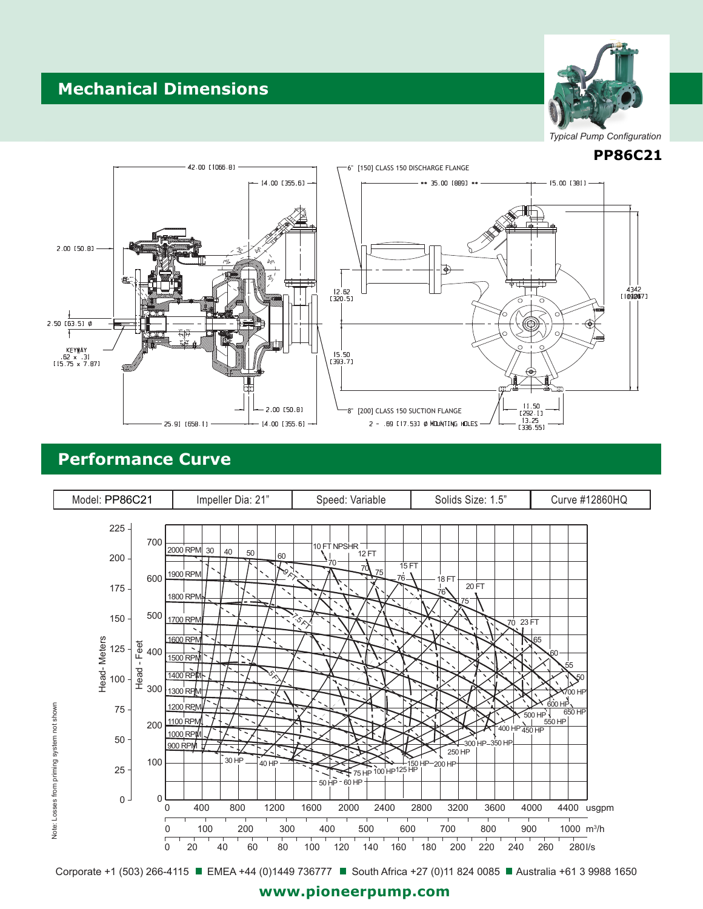## Mechanical Dimensions

*Typical Pump Configuration*

**PP86C21**

42.00 [1066.8]
14.00 [355.6]
2.00 [50.8]
2.50 [63.5] Ø
KEYWAY
.62 x .31
[15.75 x 7.87]
12.62
[320.5]
15.50
[393.7]
2.00 [50.8]
25.91 [658.1]
14.00 [355.6]
6" [150] CLASS 150 DISCHARGE FLANGE
** 35.00 [889] **
15.00 [381]
43.12
[1095.2]
8" [200] CLASS 150 SUCTION FLANGE
2 - .69 [17.53] Ø MOUNTING HOLES
11.50
[292.1]
13.25
[336.55]

## Performance Curve

| Model: PP86C21 | Impeller Dia: 21" | Speed: Variable | Solids Size: 1.5" | Curve #12860HQ |
|---|---|---|---|---|

Head- Meters
Head - Feet
0 25 50 75 100 125 150 175 200 225
0 100 200 300 400 500 600 700

2000 RPM
1900 RPM
1800 RPM
1700 RPM
1600 RPM
1500 RPM
1400 RPM
1300 RPM
1200 RPM
1100 RPM
1000 RPM
900 RPM

30 40 50 60 70 70 75 76 76 75 70 65 60 55 50

10 FT NPSHR
12 FT
15 FT
18 FT
20 FT
23 FT
9 FT
7.5 FT
5 FT

30 HP 40 HP 50 HP 60 HP 75 HP 100 HP 125 HP 150 HP 200 HP 250 HP 300 HP 350 HP 400 HP 450 HP 500 HP 550 HP 600 HP 650 HP 700 HP

0 400 800 1200 1600 2000 2400 2800 3200 3600 4000 4400 usgpm
0 100 200 300 400 500 600 700 800 900 1000 m³/h
0 20 40 60 80 100 120 140 160 180 200 220 240 260 280 l/s

Note: Losses from priming system not shown

Corporate +1 (503) 266-4115 ■ EMEA +44 (0)1449 736777 ■ South Africa +27 (0)11 824 0085 ■ Australia +61 3 9988 1650

**www.pioneerpump.com**